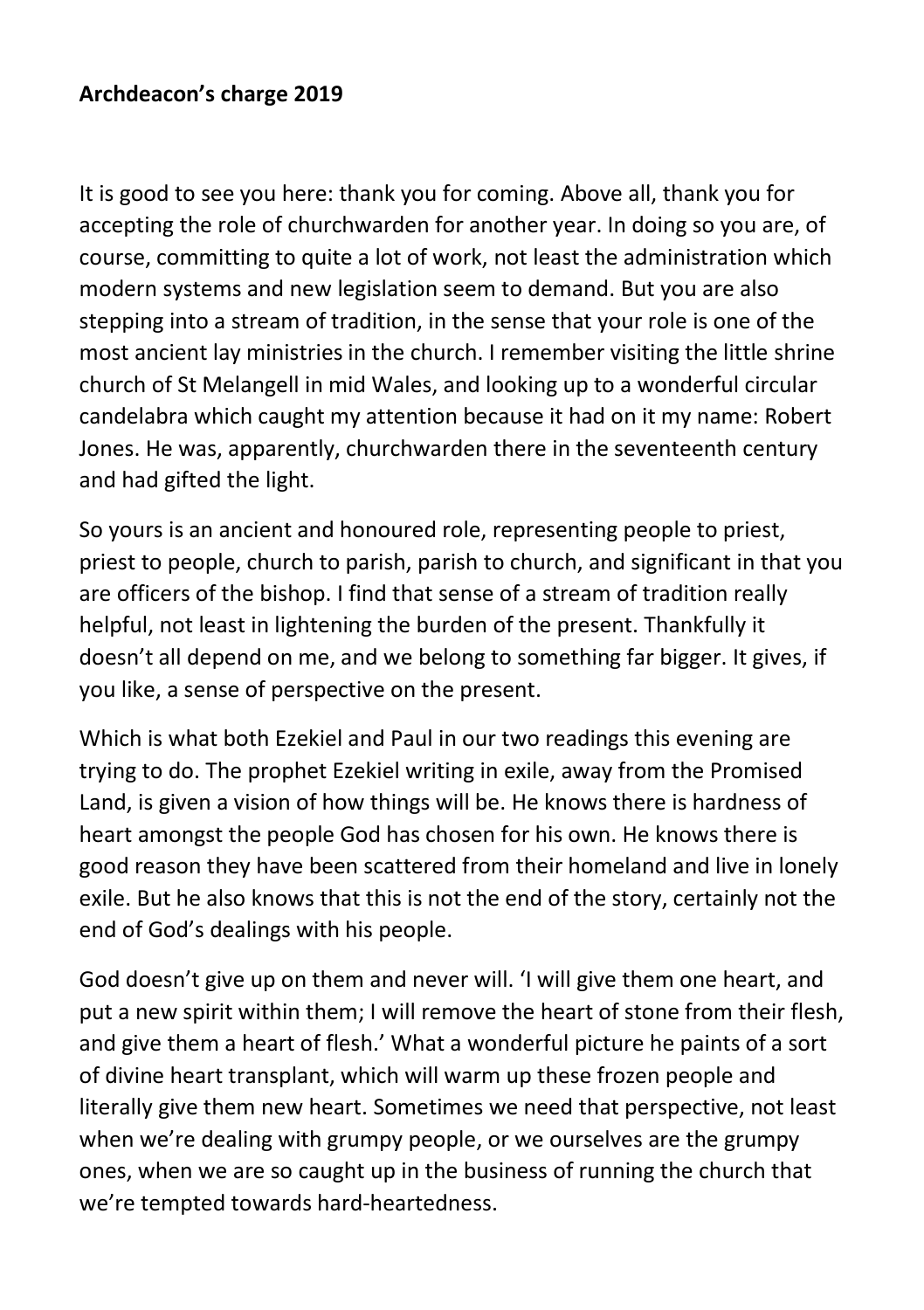**Archdeacon's charge 2019**

It is good to see you here: thank you for coming. Above all, thank you for accepting the role of churchwarden for another year. In doing so you are, of course, committing to quite a lot of work, not least the administration which modern systems and new legislation seem to demand. But you are also stepping into a stream of tradition, in the sense that your role is one of the most ancient lay ministries in the church. I remember visiting the little shrine church of St Melangell in mid Wales, and looking up to a wonderful circular candelabra which caught my attention because it had on it my name: Robert Jones. He was, apparently, churchwarden there in the seventeenth century and had gifted the light.

So yours is an ancient and honoured role, representing people to priest, priest to people, church to parish, parish to church, and significant in that you are officers of the bishop. I find that sense of a stream of tradition really helpful, not least in lightening the burden of the present. Thankfully it doesn't all depend on me, and we belong to something far bigger. It gives, if you like, a sense of perspective on the present.

Which is what both Ezekiel and Paul in our two readings this evening are trying to do. The prophet Ezekiel writing in exile, away from the Promised Land, is given a vision of how things will be. He knows there is hardness of heart amongst the people God has chosen for his own. He knows there is good reason they have been scattered from their homeland and live in lonely exile. But he also knows that this is not the end of the story, certainly not the end of God's dealings with his people.

God doesn't give up on them and never will. 'I will give them one heart, and put a new spirit within them; I will remove the heart of stone from their flesh, and give them a heart of flesh.' What a wonderful picture he paints of a sort of divine heart transplant, which will warm up these frozen people and literally give them new heart. Sometimes we need that perspective, not least when we're dealing with grumpy people, or we ourselves are the grumpy ones, when we are so caught up in the business of running the church that we're tempted towards hard-heartedness.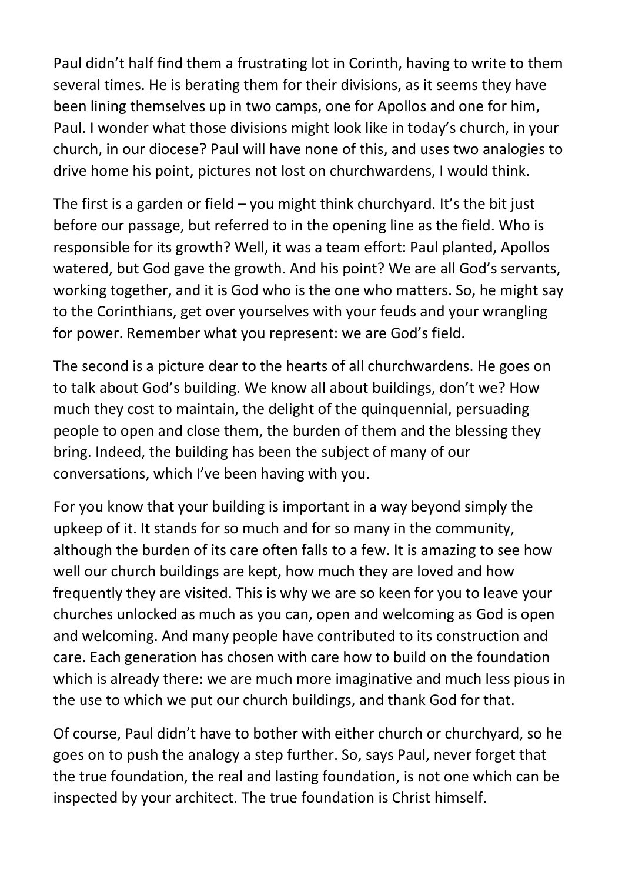Paul didn't half find them a frustrating lot in Corinth, having to write to them several times. He is berating them for their divisions, as it seems they have been lining themselves up in two camps, one for Apollos and one for him, Paul. I wonder what those divisions might look like in today's church, in your church, in our diocese? Paul will have none of this, and uses two analogies to drive home his point, pictures not lost on churchwardens, I would think.

The first is a garden or field – you might think churchyard. It's the bit just before our passage, but referred to in the opening line as the field. Who is responsible for its growth? Well, it was a team effort: Paul planted, Apollos watered, but God gave the growth. And his point? We are all God's servants, working together, and it is God who is the one who matters. So, he might say to the Corinthians, get over yourselves with your feuds and your wrangling for power. Remember what you represent: we are God's field.

The second is a picture dear to the hearts of all churchwardens. He goes on to talk about God's building. We know all about buildings, don't we? How much they cost to maintain, the delight of the quinquennial, persuading people to open and close them, the burden of them and the blessing they bring. Indeed, the building has been the subject of many of our conversations, which I've been having with you.

For you know that your building is important in a way beyond simply the upkeep of it. It stands for so much and for so many in the community, although the burden of its care often falls to a few. It is amazing to see how well our church buildings are kept, how much they are loved and how frequently they are visited. This is why we are so keen for you to leave your churches unlocked as much as you can, open and welcoming as God is open and welcoming. And many people have contributed to its construction and care. Each generation has chosen with care how to build on the foundation which is already there: we are much more imaginative and much less pious in the use to which we put our church buildings, and thank God for that.

Of course, Paul didn't have to bother with either church or churchyard, so he goes on to push the analogy a step further. So, says Paul, never forget that the true foundation, the real and lasting foundation, is not one which can be inspected by your architect. The true foundation is Christ himself.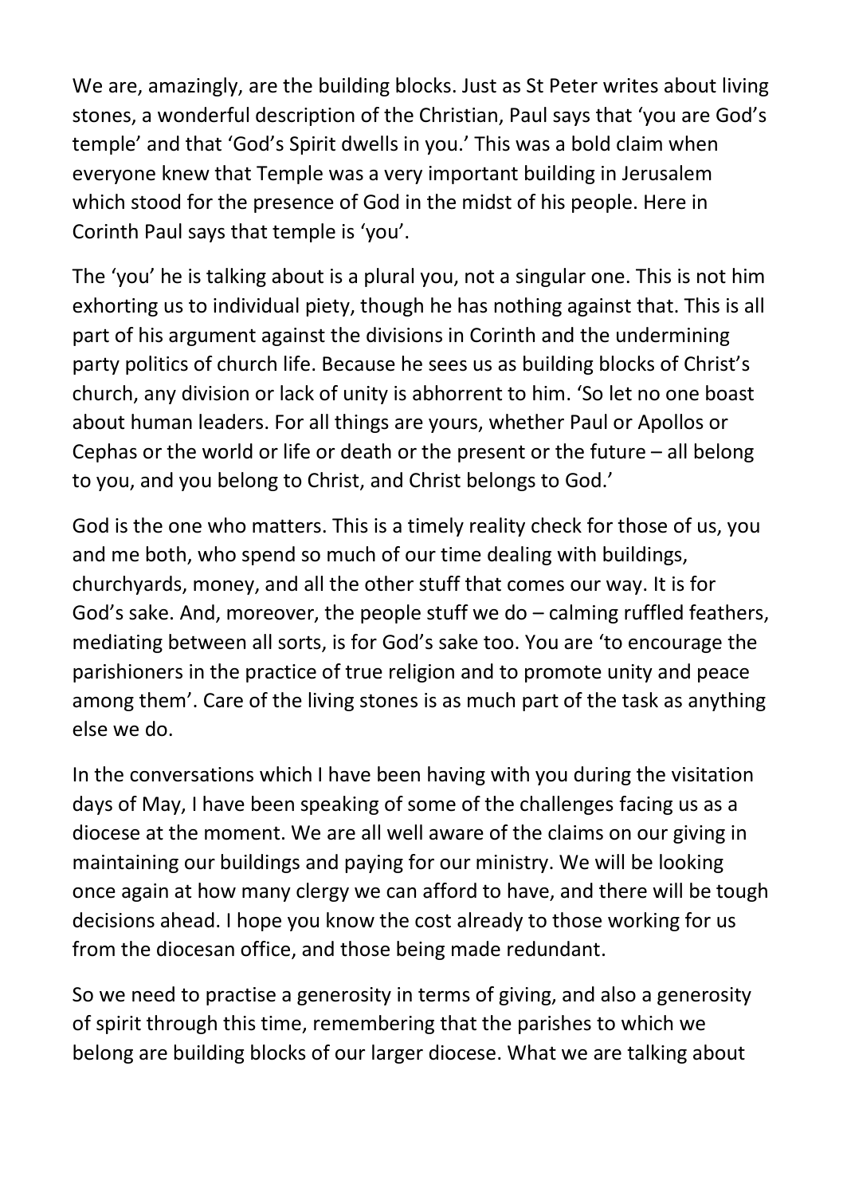We are, amazingly, are the building blocks. Just as St Peter writes about living stones, a wonderful description of the Christian, Paul says that 'you are God's temple' and that 'God's Spirit dwells in you.' This was a bold claim when everyone knew that Temple was a very important building in Jerusalem which stood for the presence of God in the midst of his people. Here in Corinth Paul says that temple is 'you'.

The 'you' he is talking about is a plural you, not a singular one. This is not him exhorting us to individual piety, though he has nothing against that. This is all part of his argument against the divisions in Corinth and the undermining party politics of church life. Because he sees us as building blocks of Christ's church, any division or lack of unity is abhorrent to him. 'So let no one boast about human leaders. For all things are yours, whether Paul or Apollos or Cephas or the world or life or death or the present or the future – all belong to you, and you belong to Christ, and Christ belongs to God.'

God is the one who matters. This is a timely reality check for those of us, you and me both, who spend so much of our time dealing with buildings, churchyards, money, and all the other stuff that comes our way. It is for God's sake. And, moreover, the people stuff we do – calming ruffled feathers, mediating between all sorts, is for God's sake too. You are 'to encourage the parishioners in the practice of true religion and to promote unity and peace among them'. Care of the living stones is as much part of the task as anything else we do.

In the conversations which I have been having with you during the visitation days of May, I have been speaking of some of the challenges facing us as a diocese at the moment. We are all well aware of the claims on our giving in maintaining our buildings and paying for our ministry. We will be looking once again at how many clergy we can afford to have, and there will be tough decisions ahead. I hope you know the cost already to those working for us from the diocesan office, and those being made redundant.

So we need to practise a generosity in terms of giving, and also a generosity of spirit through this time, remembering that the parishes to which we belong are building blocks of our larger diocese. What we are talking about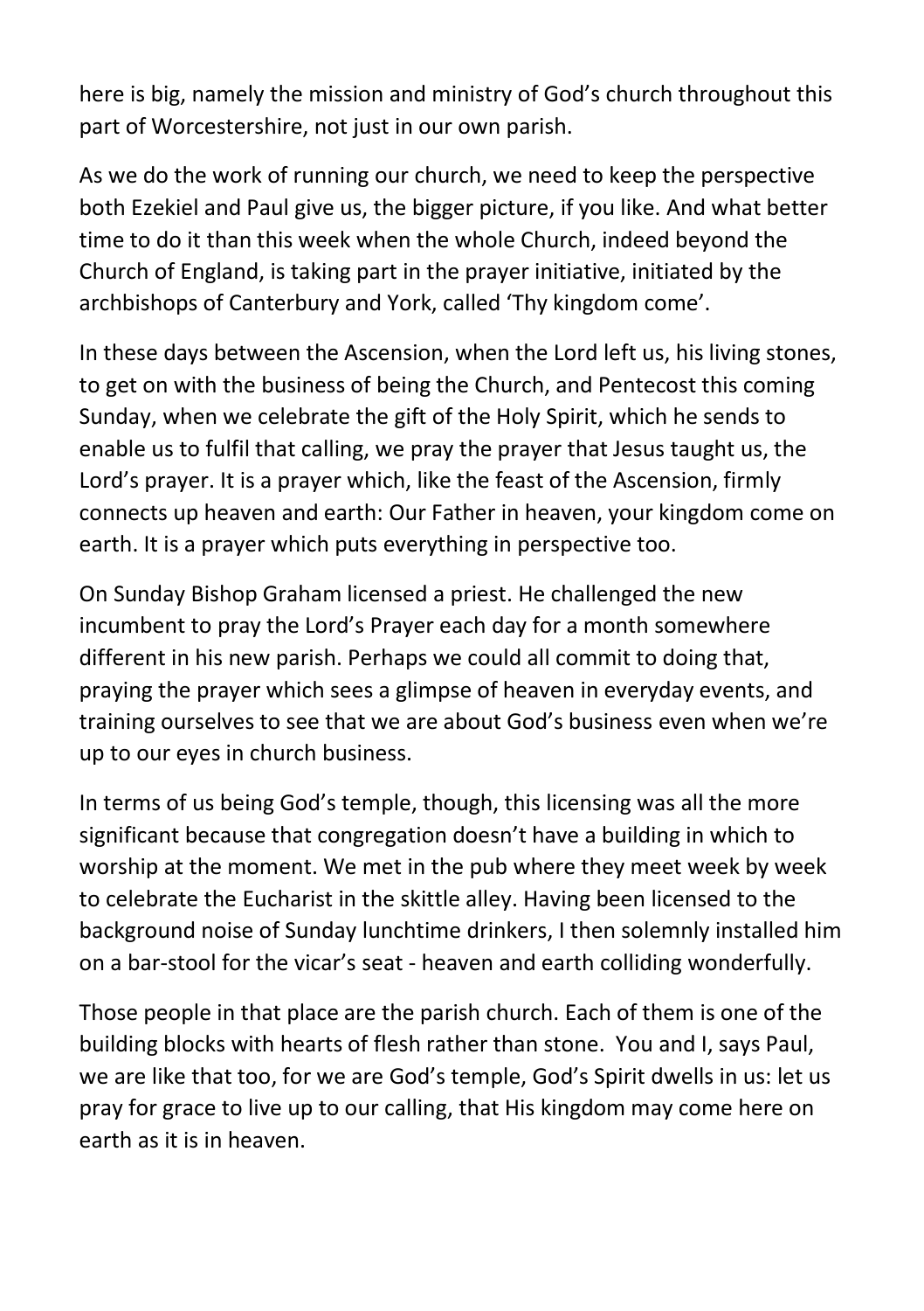here is big, namely the mission and ministry of God's church throughout this part of Worcestershire, not just in our own parish.

As we do the work of running our church, we need to keep the perspective both Ezekiel and Paul give us, the bigger picture, if you like. And what better time to do it than this week when the whole Church, indeed beyond the Church of England, is taking part in the prayer initiative, initiated by the archbishops of Canterbury and York, called 'Thy kingdom come'.

In these days between the Ascension, when the Lord left us, his living stones, to get on with the business of being the Church, and Pentecost this coming Sunday, when we celebrate the gift of the Holy Spirit, which he sends to enable us to fulfil that calling, we pray the prayer that Jesus taught us, the Lord's prayer. It is a prayer which, like the feast of the Ascension, firmly connects up heaven and earth: Our Father in heaven, your kingdom come on earth. It is a prayer which puts everything in perspective too.

On Sunday Bishop Graham licensed a priest. He challenged the new incumbent to pray the Lord's Prayer each day for a month somewhere different in his new parish. Perhaps we could all commit to doing that, praying the prayer which sees a glimpse of heaven in everyday events, and training ourselves to see that we are about God's business even when we're up to our eyes in church business.

In terms of us being God's temple, though, this licensing was all the more significant because that congregation doesn't have a building in which to worship at the moment. We met in the pub where they meet week by week to celebrate the Eucharist in the skittle alley. Having been licensed to the background noise of Sunday lunchtime drinkers, I then solemnly installed him on a bar-stool for the vicar's seat - heaven and earth colliding wonderfully.

Those people in that place are the parish church. Each of them is one of the building blocks with hearts of flesh rather than stone. You and I, says Paul, we are like that too, for we are God's temple, God's Spirit dwells in us: let us pray for grace to live up to our calling, that His kingdom may come here on earth as it is in heaven.